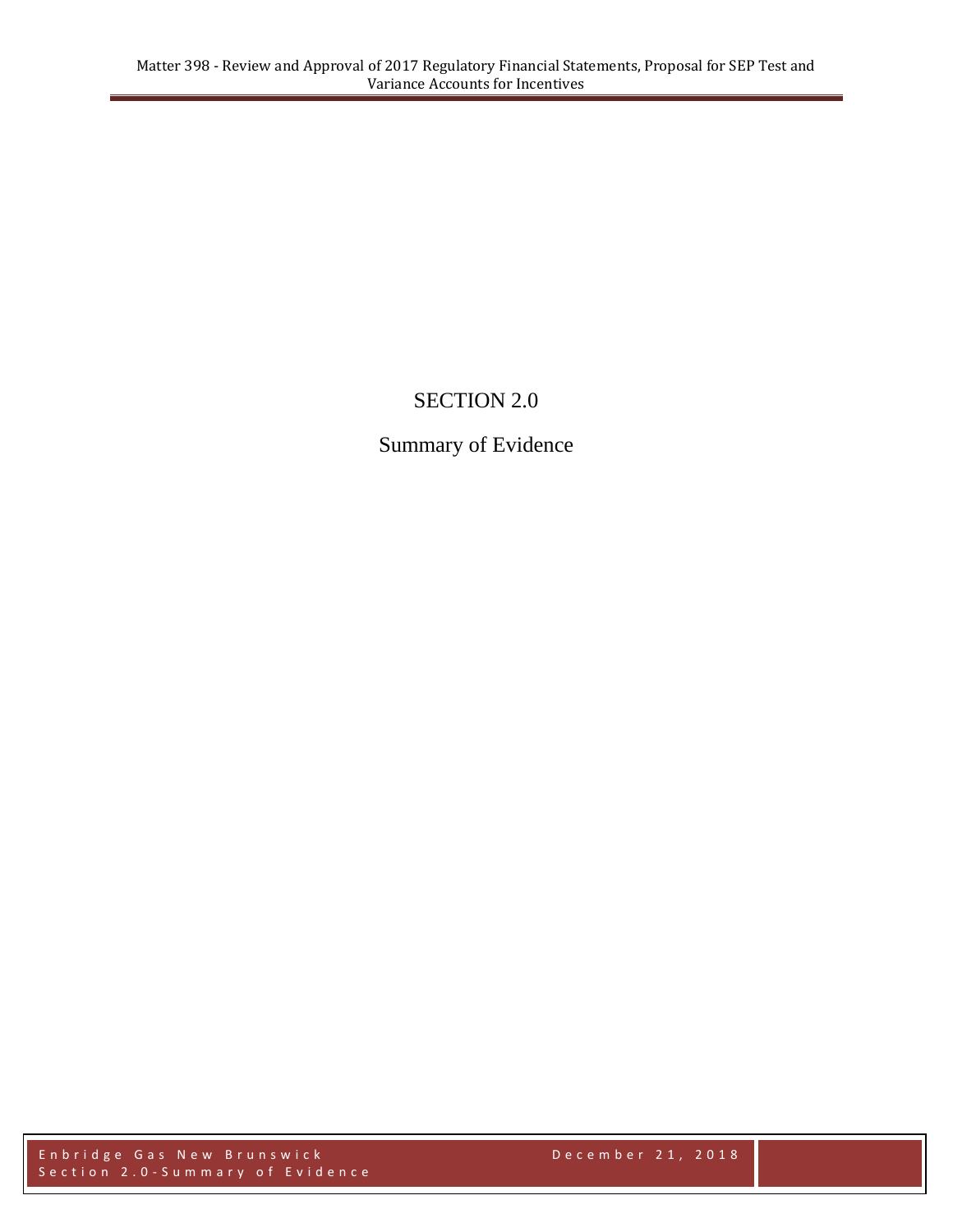# SECTION 2.0

## Summary of Evidence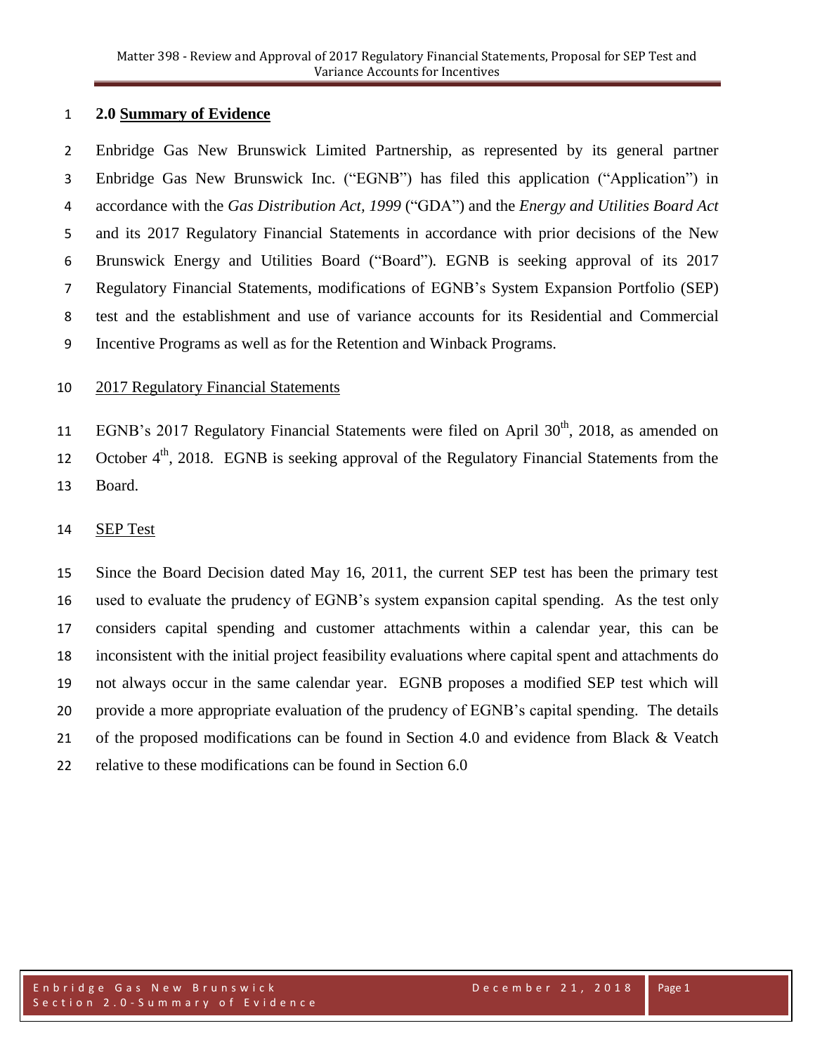## 2.0 Summary of Evidence

Enbridge Gas New Brunswick Limited Partnership, as represented by its general partner Enbridge Gas New Brunswick Inc. ("EGNB") has filed this application ("Application") in accordance with the *Gas Distribution Act, 1999* ("GDA") and the *Energy and Utilities Board Act* and its 2017 Regulatory Financial Statements in accordance with prior decisions of the New Brunswick Energy and Utilities Board ("Board"). EGNB is seeking approval of its 2017 Regulatory Financial Statements, modifications of EGNB's System Expansion Portfolio (SEP) test and the establishment and use of variance accounts for its Residential and Commercial Incentive Programs as well as for the Retention and Winback Programs.

### 2017 Regulatory Financial Statements

EGNB's 2017 Regulatory Financial Statements were filed on April 30th, 2018, as amended on October 4th, 2018. EGNB is seeking approval of the Regulatory Financial Statements from the Board.

### SEP Test

Since the Board Decision dated May 16, 2011, the current SEP test has been the primary test used to evaluate the prudency of EGNB's system expansion capital spending. As the test only considers capital spending and customer attachments within a calendar year, this can be inconsistent with the initial project feasibility evaluations where capital spent and attachments do not always occur in the same calendar year. EGNB proposes a modified SEP test which will provide a more appropriate evaluation of the prudency of EGNB's capital spending. The details of the proposed modifications can be found in Section 4.0 and evidence from Black & Veatch relative to these modifications can be found in Section 6.0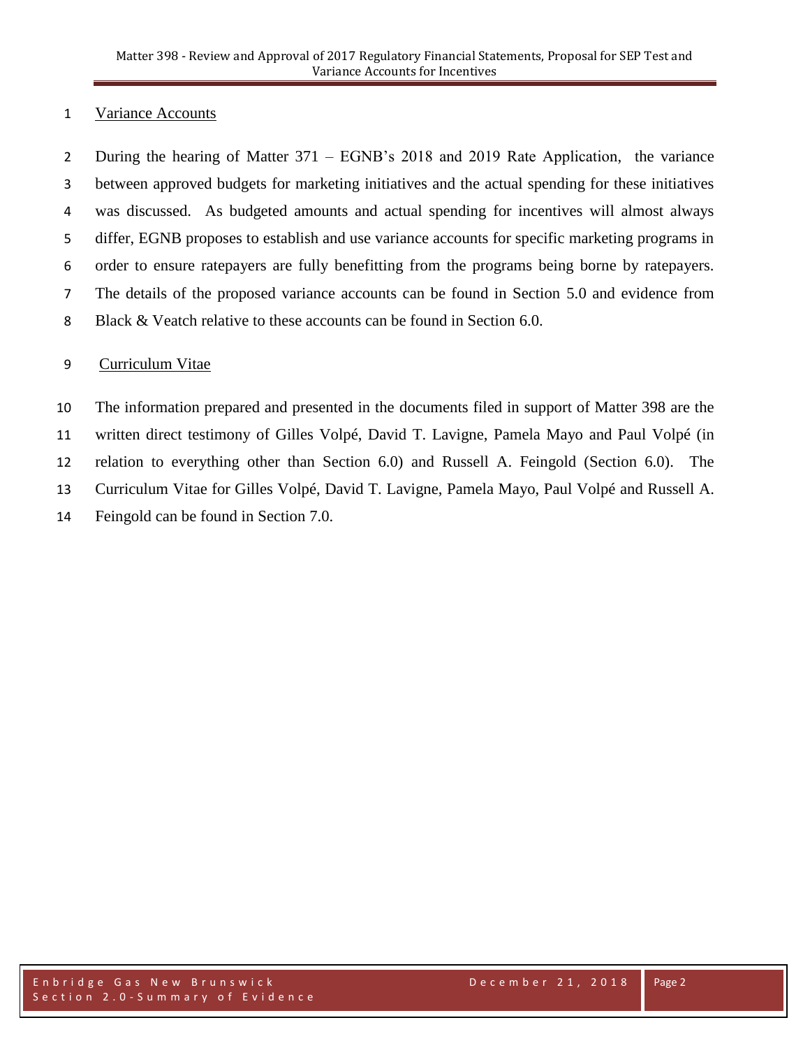## Variance Accounts

During the hearing of Matter 371 – EGNB's 2018 and 2019 Rate Application, the variance between approved budgets for marketing initiatives and the actual spending for these initiatives was discussed. As budgeted amounts and actual spending for incentives will almost always differ, EGNB proposes to establish and use variance accounts for specific marketing programs in order to ensure ratepayers are fully benefitting from the programs being borne by ratepayers. The details of the proposed variance accounts can be found in Section 5.0 and evidence from Black & Veatch relative to these accounts can be found in Section 6.0.

## Curriculum Vitae

The information prepared and presented in the documents filed in support of Matter 398 are the written direct testimony of Gilles Volpé, David T. Lavigne, Pamela Mayo and Paul Volpé (in relation to everything other than Section 6.0) and Russell A. Feingold (Section 6.0). The Curriculum Vitae for Gilles Volpé, David T. Lavigne, Pamela Mayo, Paul Volpé and Russell A. Feingold can be found in Section 7.0.